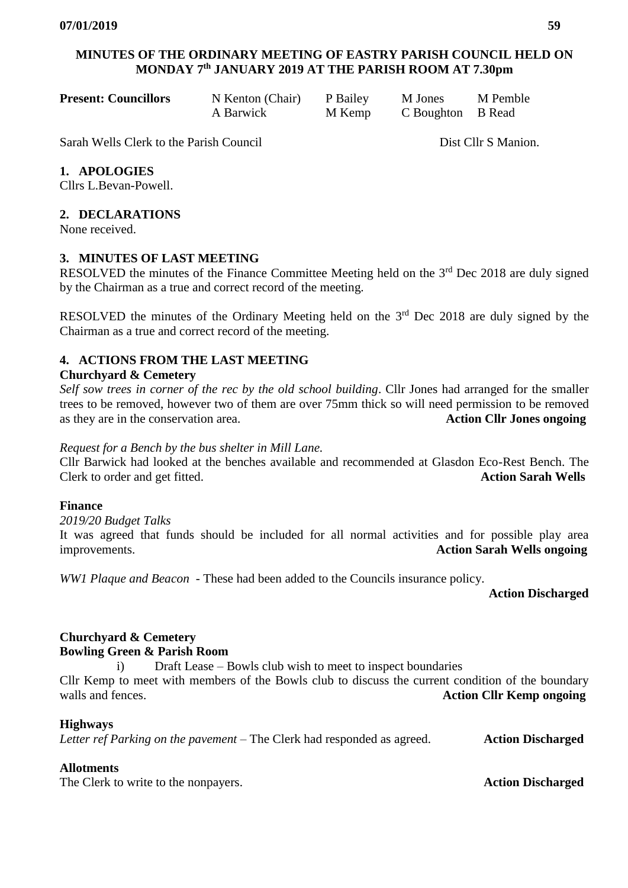**MINUTES OF THE ORDINARY MEETING OF EASTRY PARISH COUNCIL HELD ON MONDAY 7th JANUARY 2019 AT THE PARISH ROOM AT 7.30pm**

| **Present: Councillors** | N Kenton (Chair) | P Bailey | M Jones | M Pemble |
|---|---|---|---|---|
| | A Barwick | M Kemp | C Boughton | B Read |

Sarah Wells Clerk to the Parish Council — Dist Cllr S Manion.

## 1. APOLOGIES

Cllrs L.Bevan-Powell.

## 2. DECLARATIONS

None received.

## 3. MINUTES OF LAST MEETING

RESOLVED the minutes of the Finance Committee Meeting held on the 3rd Dec 2018 are duly signed by the Chairman as a true and correct record of the meeting.

RESOLVED the minutes of the Ordinary Meeting held on the 3rd Dec 2018 are duly signed by the Chairman as a true and correct record of the meeting.

## 4. ACTIONS FROM THE LAST MEETING

**Churchyard & Cemetery**

*Self sow trees in corner of the rec by the old school building*. Cllr Jones had arranged for the smaller trees to be removed, however two of them are over 75mm thick so will need permission to be removed as they are in the conservation area. **Action Cllr Jones ongoing**

*Request for a Bench by the bus shelter in Mill Lane.*
Cllr Barwick had looked at the benches available and recommended at Glasdon Eco-Rest Bench. The Clerk to order and get fitted. **Action Sarah Wells**

**Finance**

*2019/20 Budget Talks*
It was agreed that funds should be included for all normal activities and for possible play area improvements. **Action Sarah Wells ongoing**

*WW1 Plaque and Beacon* - These had been added to the Councils insurance policy. **Action Discharged**

**Churchyard & Cemetery**

**Bowling Green & Parish Room**

i) Draft Lease – Bowls club wish to meet to inspect boundaries

Cllr Kemp to meet with members of the Bowls club to discuss the current condition of the boundary walls and fences. **Action Cllr Kemp ongoing**

**Highways**

*Letter ref Parking on the pavement* – The Clerk had responded as agreed. **Action Discharged**

**Allotments**

The Clerk to write to the nonpayers. **Action Discharged**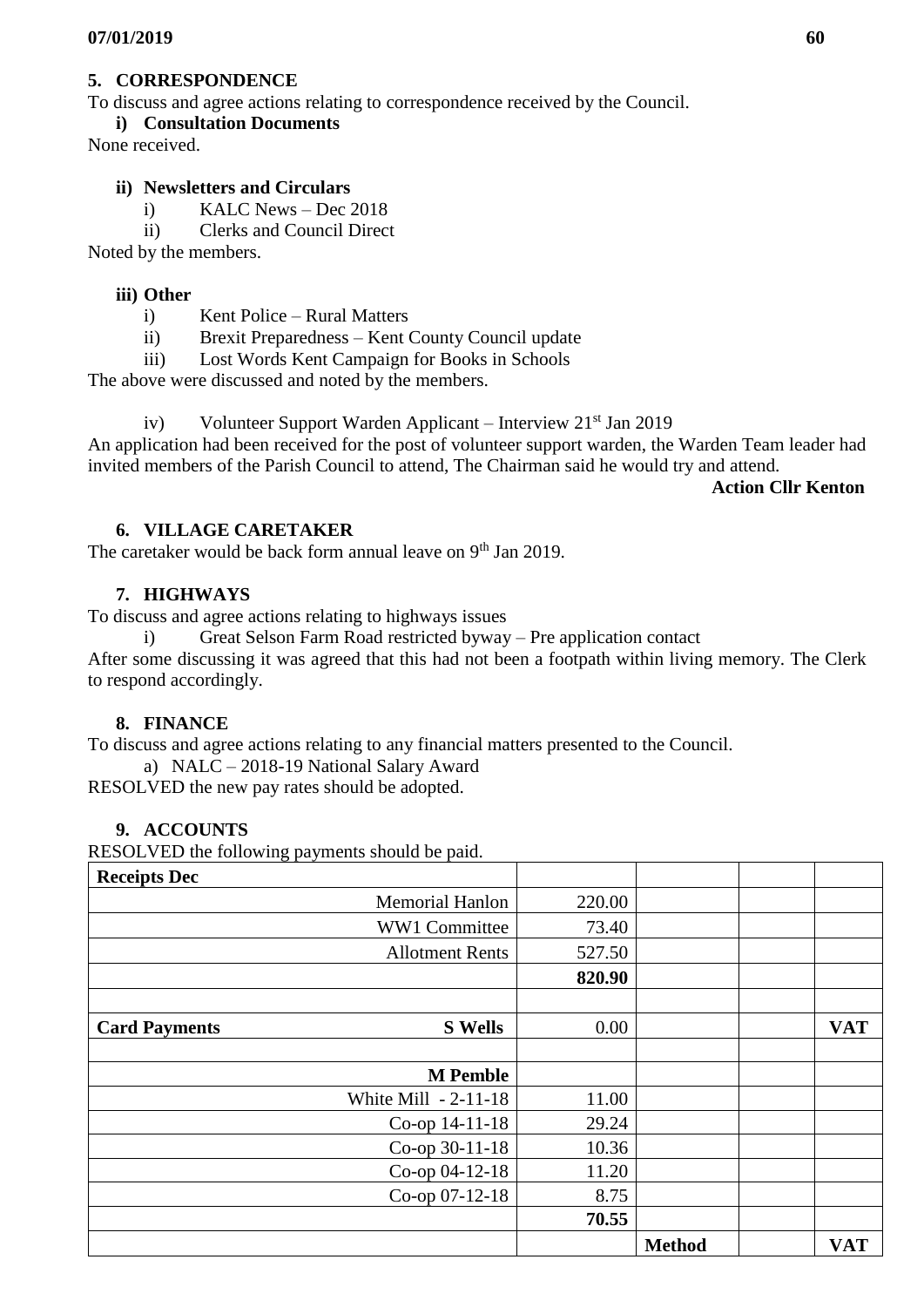## 5. CORRESPONDENCE

To discuss and agree actions relating to correspondence received by the Council.

### i) Consultation Documents

None received.

### ii) Newsletters and Circulars

i) KALC News – Dec 2018
ii) Clerks and Council Direct

Noted by the members.

### iii) Other

i) Kent Police – Rural Matters
ii) Brexit Preparedness – Kent County Council update
iii) Lost Words Kent Campaign for Books in Schools

The above were discussed and noted by the members.

iv) Volunteer Support Warden Applicant – Interview 21st Jan 2019

An application had been received for the post of volunteer support warden, the Warden Team leader had invited members of the Parish Council to attend, The Chairman said he would try and attend.

**Action Cllr Kenton**

## 6. VILLAGE CARETAKER

The caretaker would be back form annual leave on 9th Jan 2019.

## 7. HIGHWAYS

To discuss and agree actions relating to highways issues

i) Great Selson Farm Road restricted byway – Pre application contact

After some discussing it was agreed that this had not been a footpath within living memory. The Clerk to respond accordingly.

## 8. FINANCE

To discuss and agree actions relating to any financial matters presented to the Council.

a) NALC – 2018-19 National Salary Award

RESOLVED the new pay rates should be adopted.

## 9. ACCOUNTS

RESOLVED the following payments should be paid.

| **Receipts Dec** | | | | |
|---|---|---|---|---|
| Memorial Hanlon | 220.00 | | | |
| WW1 Committee | 73.40 | | | |
| Allotment Rents | 527.50 | | | |
| | **820.90** | | | |
| | | | | |
| **Card Payments** **S Wells** | 0.00 | | | **VAT** |
| | | | | |
| **M Pemble** | | | | |
| White Mill - 2-11-18 | 11.00 | | | |
| Co-op 14-11-18 | 29.24 | | | |
| Co-op 30-11-18 | 10.36 | | | |
| Co-op 04-12-18 | 11.20 | | | |
| Co-op 07-12-18 | 8.75 | | | |
| | **70.55** | | | |
| | | **Method** | | **VAT** |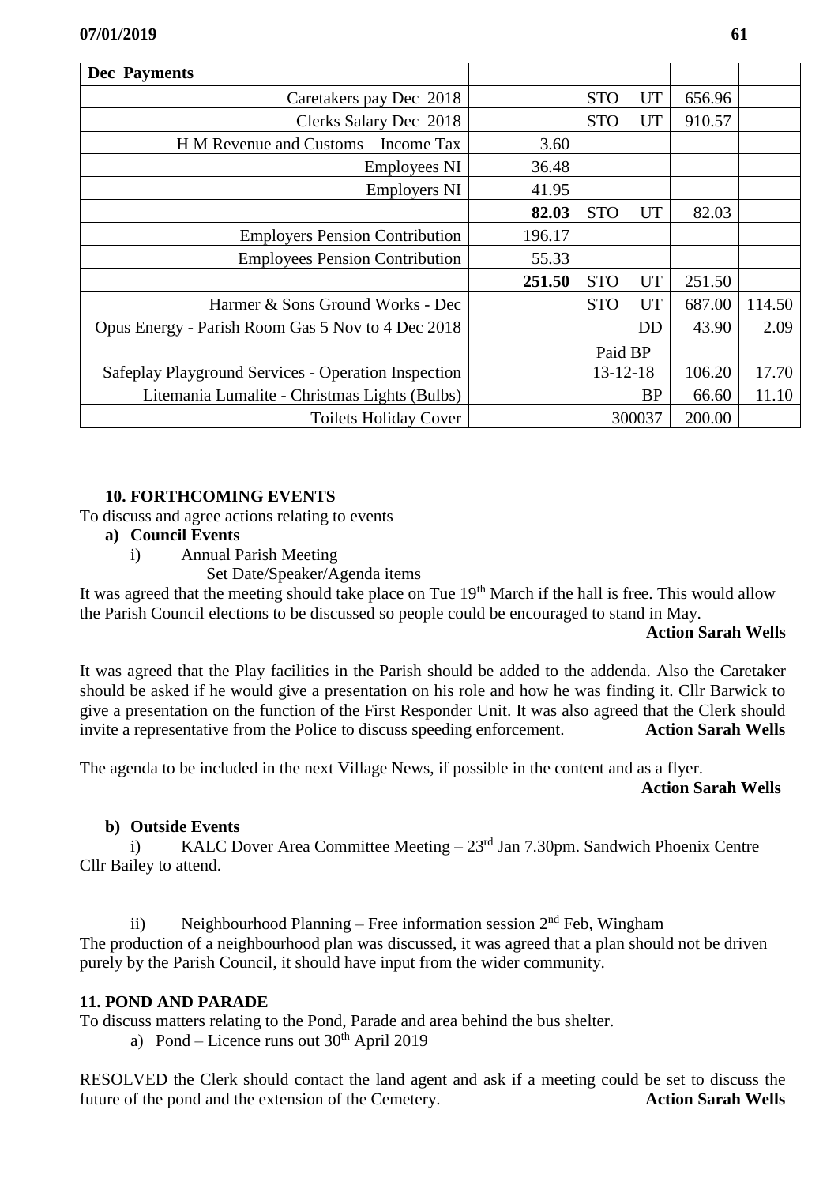| Dec Payments | | | | |
|---|---|---|---|---|
| Caretakers pay Dec 2018 | | STO UT | 656.96 | |
| Clerks Salary Dec 2018 | | STO UT | 910.57 | |
| H M Revenue and Customs Income Tax | 3.60 | | | |
| Employees NI | 36.48 | | | |
| Employers NI | 41.95 | | | |
| | **82.03** | STO UT | 82.03 | |
| Employers Pension Contribution | 196.17 | | | |
| Employees Pension Contribution | 55.33 | | | |
| | **251.50** | STO UT | 251.50 | |
| Harmer & Sons Ground Works - Dec | | STO UT | 687.00 | 114.50 |
| Opus Energy - Parish Room Gas 5 Nov to 4 Dec 2018 | | DD | 43.90 | 2.09 |
| Safeplay Playground Services - Operation Inspection | | Paid BP 13-12-18 | 106.20 | 17.70 |
| Litemania Lumalite - Christmas Lights (Bulbs) | | BP | 66.60 | 11.10 |
| Toilets Holiday Cover | | 300037 | 200.00 | |

**10. FORTHCOMING EVENTS**

To discuss and agree actions relating to events

**a) Council Events**

i) Annual Parish Meeting
Set Date/Speaker/Agenda items

It was agreed that the meeting should take place on Tue 19th March if the hall is free. This would allow the Parish Council elections to be discussed so people could be encouraged to stand in May.

**Action Sarah Wells**

It was agreed that the Play facilities in the Parish should be added to the addenda. Also the Caretaker should be asked if he would give a presentation on his role and how he was finding it. Cllr Barwick to give a presentation on the function of the First Responder Unit. It was also agreed that the Clerk should invite a representative from the Police to discuss speeding enforcement. **Action Sarah Wells**

The agenda to be included in the next Village News, if possible in the content and as a flyer.

**Action Sarah Wells**

**b) Outside Events**

i) KALC Dover Area Committee Meeting – 23rd Jan 7.30pm. Sandwich Phoenix Centre
Cllr Bailey to attend.

ii) Neighbourhood Planning – Free information session 2nd Feb, Wingham
The production of a neighbourhood plan was discussed, it was agreed that a plan should not be driven purely by the Parish Council, it should have input from the wider community.

**11. POND AND PARADE**

To discuss matters relating to the Pond, Parade and area behind the bus shelter.

a) Pond – Licence runs out 30th April 2019

RESOLVED the Clerk should contact the land agent and ask if a meeting could be set to discuss the future of the pond and the extension of the Cemetery. **Action Sarah Wells**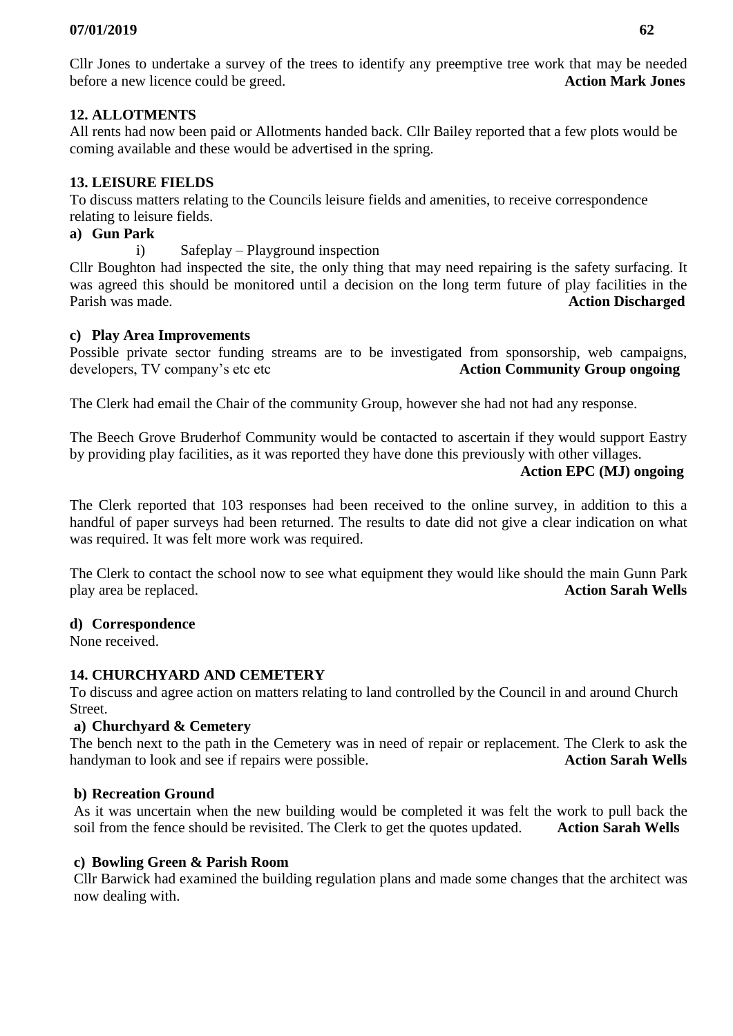Cllr Jones to undertake a survey of the trees to identify any preemptive tree work that may be needed before a new licence could be greed. **Action Mark Jones**

### 12. ALLOTMENTS

All rents had now been paid or Allotments handed back. Cllr Bailey reported that a few plots would be coming available and these would be advertised in the spring.

### 13. LEISURE FIELDS

To discuss matters relating to the Councils leisure fields and amenities, to receive correspondence relating to leisure fields.

**a) Gun Park**

i) Safeplay – Playground inspection

Cllr Boughton had inspected the site, the only thing that may need repairing is the safety surfacing. It was agreed this should be monitored until a decision on the long term future of play facilities in the Parish was made. **Action Discharged**

**c) Play Area Improvements**

Possible private sector funding streams are to be investigated from sponsorship, web campaigns, developers, TV company's etc etc **Action Community Group ongoing**

The Clerk had email the Chair of the community Group, however she had not had any response.

The Beech Grove Bruderhof Community would be contacted to ascertain if they would support Eastry by providing play facilities, as it was reported they have done this previously with other villages. **Action EPC (MJ) ongoing**

The Clerk reported that 103 responses had been received to the online survey, in addition to this a handful of paper surveys had been returned. The results to date did not give a clear indication on what was required. It was felt more work was required.

The Clerk to contact the school now to see what equipment they would like should the main Gunn Park play area be replaced. **Action Sarah Wells**

**d) Correspondence**

None received.

### 14. CHURCHYARD AND CEMETERY

To discuss and agree action on matters relating to land controlled by the Council in and around Church Street.

**a) Churchyard & Cemetery**

The bench next to the path in the Cemetery was in need of repair or replacement. The Clerk to ask the handyman to look and see if repairs were possible. **Action Sarah Wells**

**b) Recreation Ground**

As it was uncertain when the new building would be completed it was felt the work to pull back the soil from the fence should be revisited. The Clerk to get the quotes updated. **Action Sarah Wells**

**c) Bowling Green & Parish Room**

Cllr Barwick had examined the building regulation plans and made some changes that the architect was now dealing with.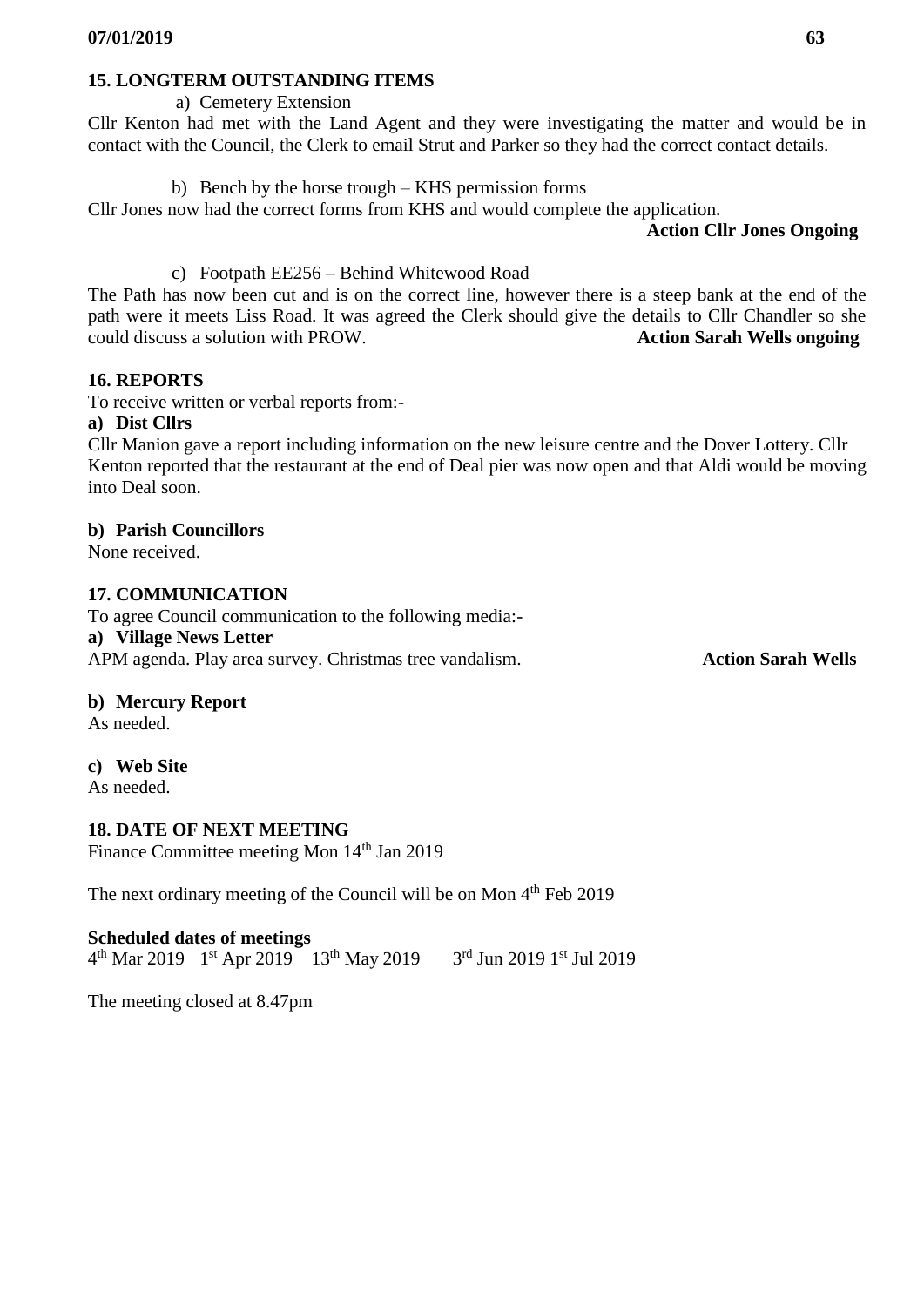## 15. LONGTERM OUTSTANDING ITEMS

a) Cemetery Extension

Cllr Kenton had met with the Land Agent and they were investigating the matter and would be in contact with the Council, the Clerk to email Strut and Parker so they had the correct contact details.

b) Bench by the horse trough – KHS permission forms

Cllr Jones now had the correct forms from KHS and would complete the application.

**Action Cllr Jones Ongoing**

c) Footpath EE256 – Behind Whitewood Road

The Path has now been cut and is on the correct line, however there is a steep bank at the end of the path were it meets Liss Road. It was agreed the Clerk should give the details to Cllr Chandler so she could discuss a solution with PROW. **Action Sarah Wells ongoing**

## 16. REPORTS

To receive written or verbal reports from:-

**a) Dist Cllrs**

Cllr Manion gave a report including information on the new leisure centre and the Dover Lottery. Cllr Kenton reported that the restaurant at the end of Deal pier was now open and that Aldi would be moving into Deal soon.

**b) Parish Councillors**

None received.

## 17. COMMUNICATION

To agree Council communication to the following media:-

**a) Village News Letter**

APM agenda. Play area survey. Christmas tree vandalism. **Action Sarah Wells**

**b) Mercury Report**

As needed.

**c) Web Site**

As needed.

## 18. DATE OF NEXT MEETING

Finance Committee meeting Mon 14th Jan 2019

The next ordinary meeting of the Council will be on Mon 4th Feb 2019

**Scheduled dates of meetings**

4th Mar 2019 1st Apr 2019 13th May 2019 3rd Jun 2019 1st Jul 2019

The meeting closed at 8.47pm